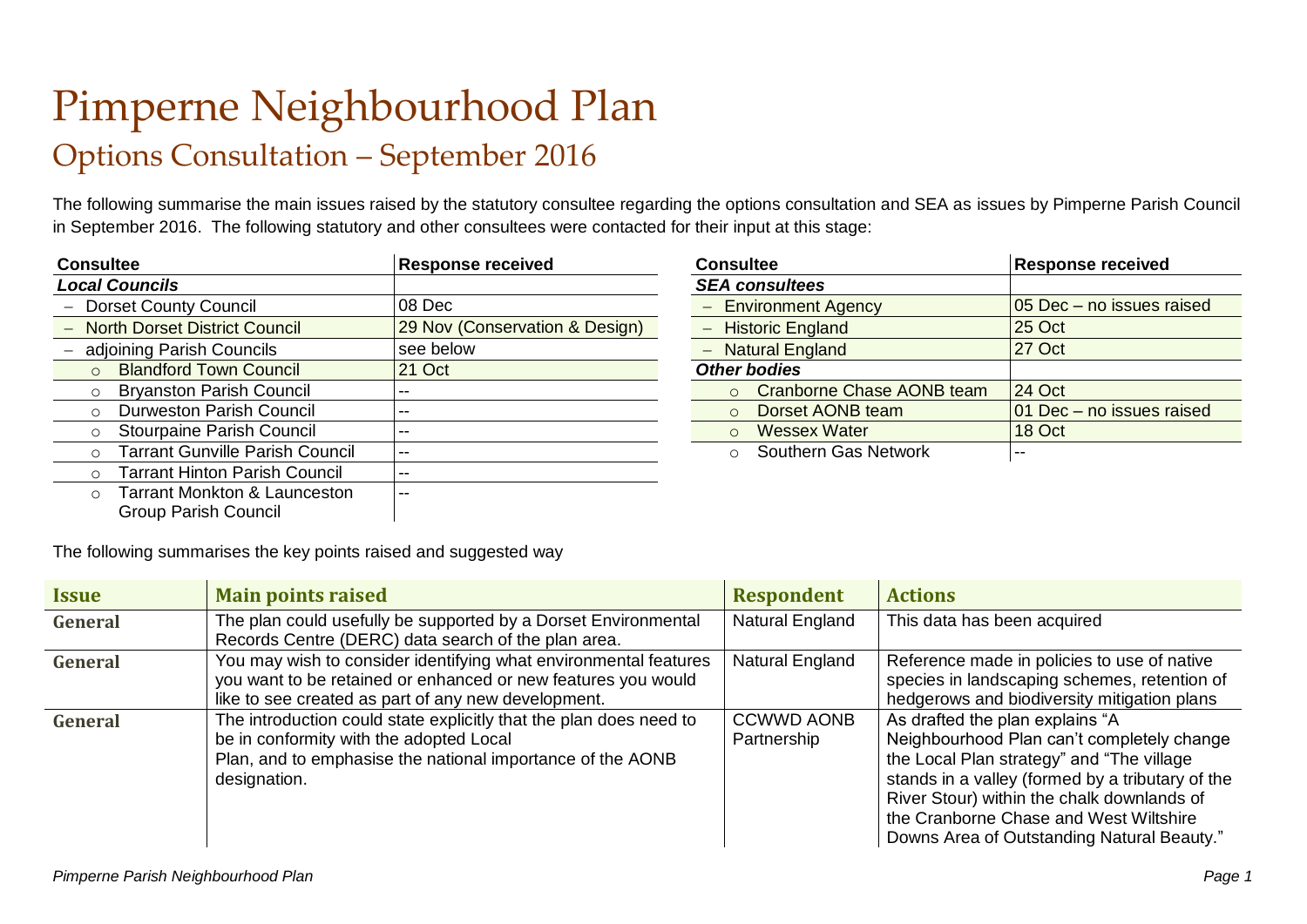# Pimperne Neighbourhood Plan

## Options Consultation – September 2016

The following summarise the main issues raised by the statutory consultee regarding the options consultation and SEA as issues by Pimperne Parish Council in September 2016. The following statutory and other consultees were contacted for their input at this stage:

| Consultee | Response received |
|---|---|
| ***Local Councils*** | |
| – Dorset County Council | 08 Dec |
| – North Dorset District Council | 29 Nov (Conservation & Design) |
| – adjoining Parish Councils | see below |
| ○ Blandford Town Council | 21 Oct |
| ○ Bryanston Parish Council | -- |
| ○ Durweston Parish Council | -- |
| ○ Stourpaine Parish Council | -- |
| ○ Tarrant Gunville Parish Council | -- |
| ○ Tarrant Hinton Parish Council | -- |
| ○ Tarrant Monkton & Launceston Group Parish Council | -- |

| Consultee | Response received |
|---|---|
| ***SEA consultees*** | |
| – Environment Agency | 05 Dec – no issues raised |
| – Historic England | 25 Oct |
| – Natural England | 27 Oct |
| ***Other bodies*** | |
| ○ Cranborne Chase AONB team | 24 Oct |
| ○ Dorset AONB team | 01 Dec – no issues raised |
| ○ Wessex Water | 18 Oct |
| ○ Southern Gas Network | -- |

The following summarises the key points raised and suggested way

| Issue | Main points raised | Respondent | Actions |
|---|---|---|---|
| **General** | The plan could usefully be supported by a Dorset Environmental Records Centre (DERC) data search of the plan area. | Natural England | This data has been acquired |
| **General** | You may wish to consider identifying what environmental features you want to be retained or enhanced or new features you would like to see created as part of any new development. | Natural England | Reference made in policies to use of native species in landscaping schemes, retention of hedgerows and biodiversity mitigation plans |
| **General** | The introduction could state explicitly that the plan does need to be in conformity with the adopted Local Plan, and to emphasise the national importance of the AONB designation. | CCWWD AONB Partnership | As drafted the plan explains "A Neighbourhood Plan can't completely change the Local Plan strategy" and "The village stands in a valley (formed by a tributary of the River Stour) within the chalk downlands of the Cranborne Chase and West Wiltshire Downs Area of Outstanding Natural Beauty." |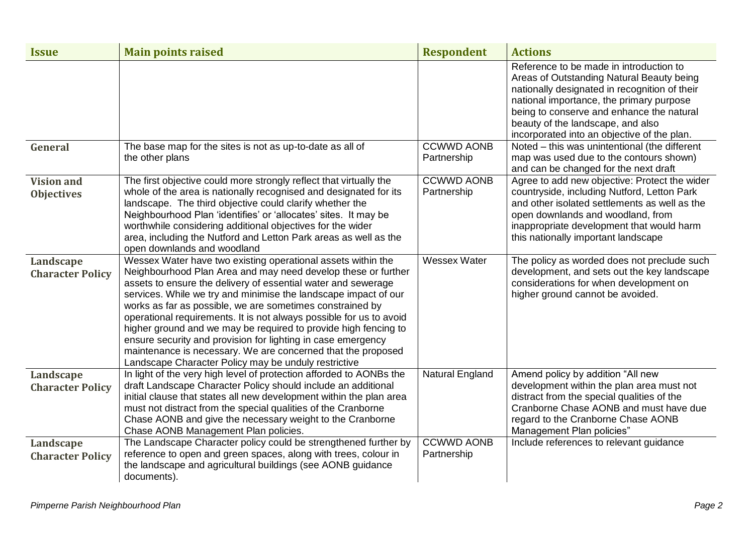| Issue | Main points raised | Respondent | Actions |
|---|---|---|---|
| | | | Reference to be made in introduction to Areas of Outstanding Natural Beauty being nationally designated in recognition of their national importance, the primary purpose being to conserve and enhance the natural beauty of the landscape, and also incorporated into an objective of the plan. |
| **General** | The base map for the sites is not as up-to-date as all of the other plans | CCWWD AONB Partnership | Noted – this was unintentional (the different map was used due to the contours shown) and can be changed for the next draft |
| **Vision and Objectives** | The first objective could more strongly reflect that virtually the whole of the area is nationally recognised and designated for its landscape. The third objective could clarify whether the Neighbourhood Plan 'identifies' or 'allocates' sites. It may be worthwhile considering additional objectives for the wider area, including the Nutford and Letton Park areas as well as the open downlands and woodland | CCWWD AONB Partnership | Agree to add new objective: Protect the wider countryside, including Nutford, Letton Park and other isolated settlements as well as the open downlands and woodland, from inappropriate development that would harm this nationally important landscape |
| **Landscape Character Policy** | Wessex Water have two existing operational assets within the Neighbourhood Plan Area and may need develop these or further assets to ensure the delivery of essential water and sewerage services. While we try and minimise the landscape impact of our works as far as possible, we are sometimes constrained by operational requirements. It is not always possible for us to avoid higher ground and we may be required to provide high fencing to ensure security and provision for lighting in case emergency maintenance is necessary. We are concerned that the proposed Landscape Character Policy may be unduly restrictive | Wessex Water | The policy as worded does not preclude such development, and sets out the key landscape considerations for when development on higher ground cannot be avoided. |
| **Landscape Character Policy** | In light of the very high level of protection afforded to AONBs the draft Landscape Character Policy should include an additional initial clause that states all new development within the plan area must not distract from the special qualities of the Cranborne Chase AONB and give the necessary weight to the Cranborne Chase AONB Management Plan policies. | Natural England | Amend policy by addition "All new development within the plan area must not distract from the special qualities of the Cranborne Chase AONB and must have due regard to the Cranborne Chase AONB Management Plan policies" |
| **Landscape Character Policy** | The Landscape Character policy could be strengthened further by reference to open and green spaces, along with trees, colour in the landscape and agricultural buildings (see AONB guidance documents). | CCWWD AONB Partnership | Include references to relevant guidance |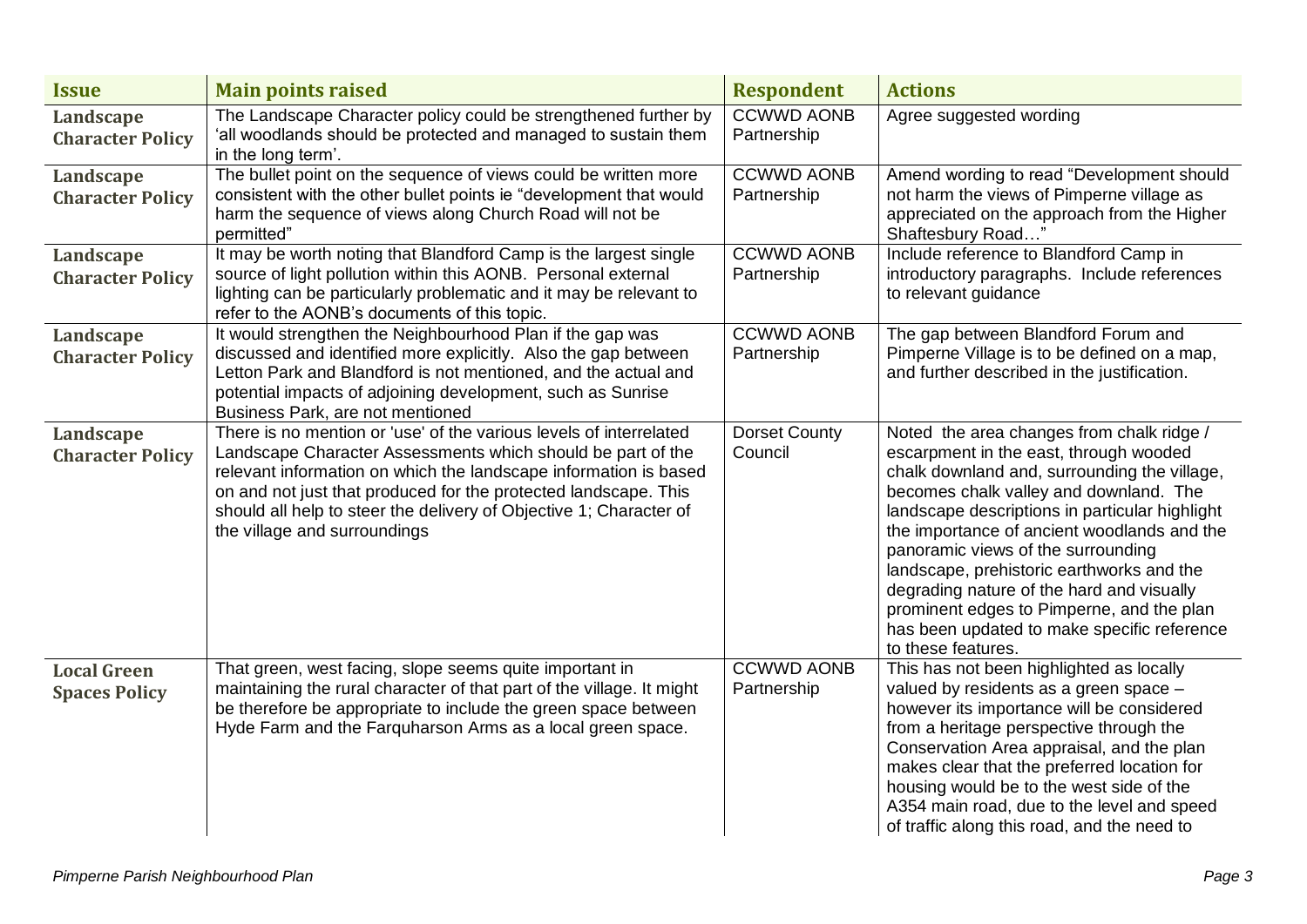| Issue | Main points raised | Respondent | Actions |
| --- | --- | --- | --- |
| **Landscape Character Policy** | The Landscape Character policy could be strengthened further by 'all woodlands should be protected and managed to sustain them in the long term'. | CCWWD AONB Partnership | Agree suggested wording |
| **Landscape Character Policy** | The bullet point on the sequence of views could be written more consistent with the other bullet points ie "development that would harm the sequence of views along Church Road will not be permitted" | CCWWD AONB Partnership | Amend wording to read "Development should not harm the views of Pimperne village as appreciated on the approach from the Higher Shaftesbury Road…" |
| **Landscape Character Policy** | It may be worth noting that Blandford Camp is the largest single source of light pollution within this AONB. Personal external lighting can be particularly problematic and it may be relevant to refer to the AONB's documents of this topic. | CCWWD AONB Partnership | Include reference to Blandford Camp in introductory paragraphs. Include references to relevant guidance |
| **Landscape Character Policy** | It would strengthen the Neighbourhood Plan if the gap was discussed and identified more explicitly. Also the gap between Letton Park and Blandford is not mentioned, and the actual and potential impacts of adjoining development, such as Sunrise Business Park, are not mentioned | CCWWD AONB Partnership | The gap between Blandford Forum and Pimperne Village is to be defined on a map, and further described in the justification. |
| **Landscape Character Policy** | There is no mention or 'use' of the various levels of interrelated Landscape Character Assessments which should be part of the relevant information on which the landscape information is based on and not just that produced for the protected landscape. This should all help to steer the delivery of Objective 1; Character of the village and surroundings | Dorset County Council | Noted the area changes from chalk ridge / escarpment in the east, through wooded chalk downland and, surrounding the village, becomes chalk valley and downland. The landscape descriptions in particular highlight the importance of ancient woodlands and the panoramic views of the surrounding landscape, prehistoric earthworks and the degrading nature of the hard and visually prominent edges to Pimperne, and the plan has been updated to make specific reference to these features. |
| **Local Green Spaces Policy** | That green, west facing, slope seems quite important in maintaining the rural character of that part of the village. It might be therefore be appropriate to include the green space between Hyde Farm and the Farquharson Arms as a local green space. | CCWWD AONB Partnership | This has not been highlighted as locally valued by residents as a green space – however its importance will be considered from a heritage perspective through the Conservation Area appraisal, and the plan makes clear that the preferred location for housing would be to the west side of the A354 main road, due to the level and speed of traffic along this road, and the need to |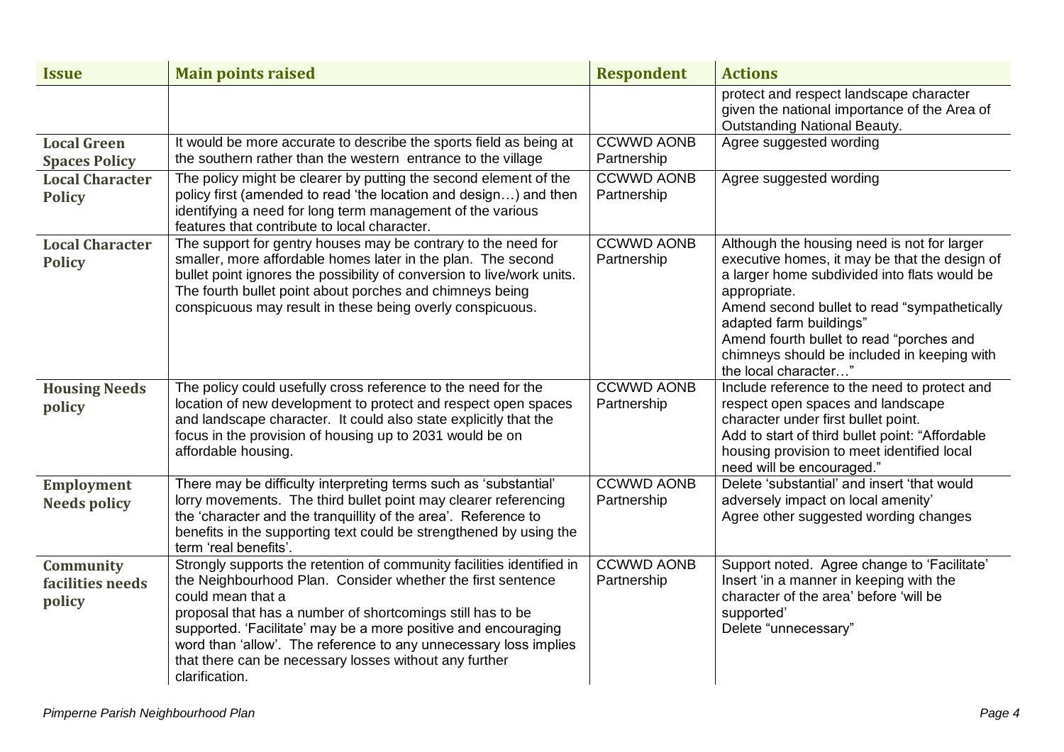| Issue | Main points raised | Respondent | Actions |
|---|---|---|---|
| | | | protect and respect landscape character given the national importance of the Area of Outstanding National Beauty. |
| **Local Green Spaces Policy** | It would be more accurate to describe the sports field as being at the southern rather than the western entrance to the village | CCWWD AONB Partnership | Agree suggested wording |
| **Local Character Policy** | The policy might be clearer by putting the second element of the policy first (amended to read 'the location and design…) and then identifying a need for long term management of the various features that contribute to local character. | CCWWD AONB Partnership | Agree suggested wording |
| **Local Character Policy** | The support for gentry houses may be contrary to the need for smaller, more affordable homes later in the plan. The second bullet point ignores the possibility of conversion to live/work units. The fourth bullet point about porches and chimneys being conspicuous may result in these being overly conspicuous. | CCWWD AONB Partnership | Although the housing need is not for larger executive homes, it may be that the design of a larger home subdivided into flats would be appropriate.<br>Amend second bullet to read "sympathetically adapted farm buildings"<br>Amend fourth bullet to read "porches and chimneys should be included in keeping with the local character…" |
| **Housing Needs policy** | The policy could usefully cross reference to the need for the location of new development to protect and respect open spaces and landscape character. It could also state explicitly that the focus in the provision of housing up to 2031 would be on affordable housing. | CCWWD AONB Partnership | Include reference to the need to protect and respect open spaces and landscape character under first bullet point.<br>Add to start of third bullet point: "Affordable housing provision to meet identified local need will be encouraged." |
| **Employment Needs policy** | There may be difficulty interpreting terms such as 'substantial' lorry movements. The third bullet point may clearer referencing the 'character and the tranquillity of the area'. Reference to benefits in the supporting text could be strengthened by using the term 'real benefits'. | CCWWD AONB Partnership | Delete 'substantial' and insert 'that would adversely impact on local amenity'<br>Agree other suggested wording changes |
| **Community facilities needs policy** | Strongly supports the retention of community facilities identified in the Neighbourhood Plan. Consider whether the first sentence could mean that a proposal that has a number of shortcomings still has to be supported. 'Facilitate' may be a more positive and encouraging word than 'allow'. The reference to any unnecessary loss implies that there can be necessary losses without any further clarification. | CCWWD AONB Partnership | Support noted. Agree change to 'Facilitate'<br>Insert 'in a manner in keeping with the character of the area' before 'will be supported'<br>Delete "unnecessary" |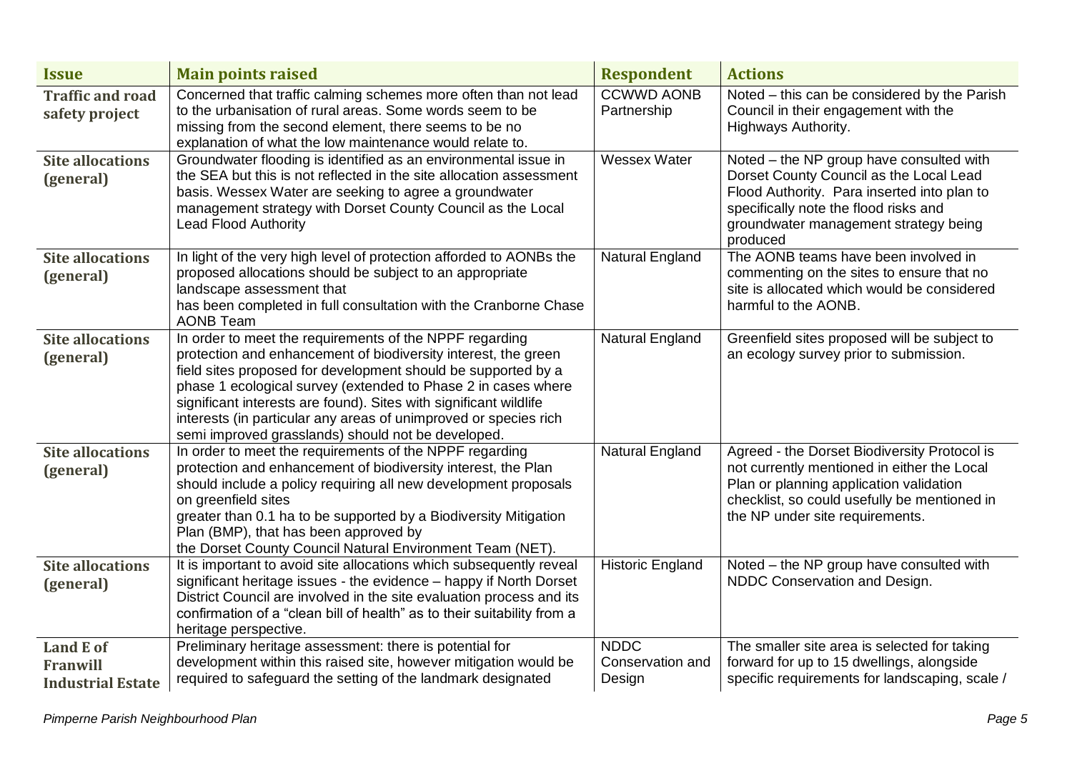| Issue | Main points raised | Respondent | Actions |
|---|---|---|---|
| **Traffic and road safety project** | Concerned that traffic calming schemes more often than not lead to the urbanisation of rural areas. Some words seem to be missing from the second element, there seems to be no explanation of what the low maintenance would relate to. | CCWWD AONB Partnership | Noted – this can be considered by the Parish Council in their engagement with the Highways Authority. |
| **Site allocations (general)** | Groundwater flooding is identified as an environmental issue in the SEA but this is not reflected in the site allocation assessment basis. Wessex Water are seeking to agree a groundwater management strategy with Dorset County Council as the Local Lead Flood Authority | Wessex Water | Noted – the NP group have consulted with Dorset County Council as the Local Lead Flood Authority. Para inserted into plan to specifically note the flood risks and groundwater management strategy being produced |
| **Site allocations (general)** | In light of the very high level of protection afforded to AONBs the proposed allocations should be subject to an appropriate landscape assessment that has been completed in full consultation with the Cranborne Chase AONB Team | Natural England | The AONB teams have been involved in commenting on the sites to ensure that no site is allocated which would be considered harmful to the AONB. |
| **Site allocations (general)** | In order to meet the requirements of the NPPF regarding protection and enhancement of biodiversity interest, the green field sites proposed for development should be supported by a phase 1 ecological survey (extended to Phase 2 in cases where significant interests are found). Sites with significant wildlife interests (in particular any areas of unimproved or species rich semi improved grasslands) should not be developed. | Natural England | Greenfield sites proposed will be subject to an ecology survey prior to submission. |
| **Site allocations (general)** | In order to meet the requirements of the NPPF regarding protection and enhancement of biodiversity interest, the Plan should include a policy requiring all new development proposals on greenfield sites greater than 0.1 ha to be supported by a Biodiversity Mitigation Plan (BMP), that has been approved by the Dorset County Council Natural Environment Team (NET). | Natural England | Agreed - the Dorset Biodiversity Protocol is not currently mentioned in either the Local Plan or planning application validation checklist, so could usefully be mentioned in the NP under site requirements. |
| **Site allocations (general)** | It is important to avoid site allocations which subsequently reveal significant heritage issues - the evidence – happy if North Dorset District Council are involved in the site evaluation process and its confirmation of a "clean bill of health" as to their suitability from a heritage perspective. | Historic England | Noted – the NP group have consulted with NDDC Conservation and Design. |
| **Land E of Franwill Industrial Estate** | Preliminary heritage assessment: there is potential for development within this raised site, however mitigation would be required to safeguard the setting of the landmark designated | NDDC Conservation and Design | The smaller site area is selected for taking forward for up to 15 dwellings, alongside specific requirements for landscaping, scale / |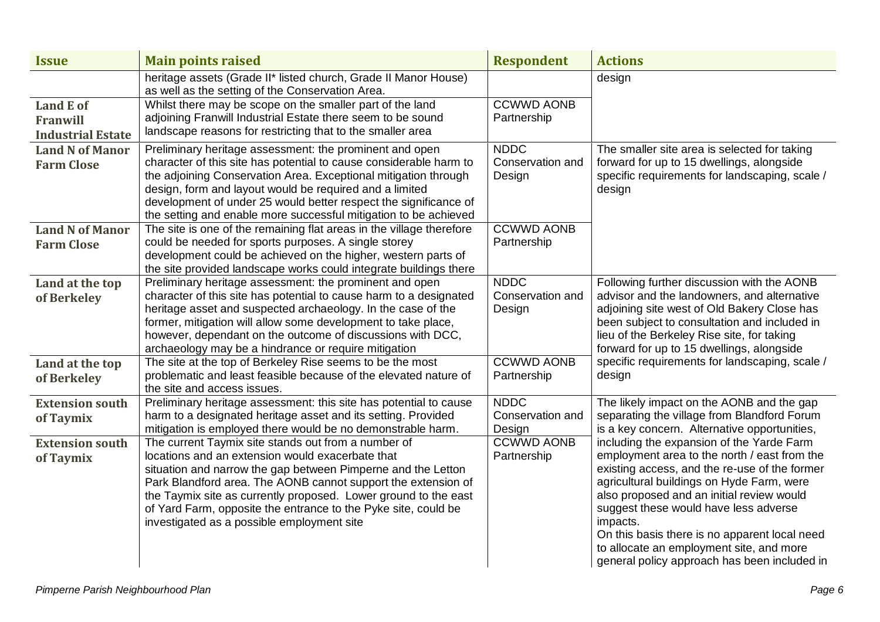| Issue | Main points raised | Respondent | Actions |
|---|---|---|---|
| | heritage assets (Grade II* listed church, Grade II Manor House) as well as the setting of the Conservation Area. | | design |
| **Land E of Franwill Industrial Estate** | Whilst there may be scope on the smaller part of the land adjoining Franwill Industrial Estate there seem to be sound landscape reasons for restricting that to the smaller area | CCWWD AONB Partnership | |
| **Land N of Manor Farm Close** | Preliminary heritage assessment: the prominent and open character of this site has potential to cause considerable harm to the adjoining Conservation Area. Exceptional mitigation through design, form and layout would be required and a limited development of under 25 would better respect the significance of the setting and enable more successful mitigation to be achieved | NDDC Conservation and Design | The smaller site area is selected for taking forward for up to 15 dwellings, alongside specific requirements for landscaping, scale / design |
| **Land N of Manor Farm Close** | The site is one of the remaining flat areas in the village therefore could be needed for sports purposes. A single storey development could be achieved on the higher, western parts of the site provided landscape works could integrate buildings there | CCWWD AONB Partnership | |
| **Land at the top of Berkeley** | Preliminary heritage assessment: the prominent and open character of this site has potential to cause harm to a designated heritage asset and suspected archaeology. In the case of the former, mitigation will allow some development to take place, however, dependant on the outcome of discussions with DCC, archaeology may be a hindrance or require mitigation | NDDC Conservation and Design | Following further discussion with the AONB advisor and the landowners, and alternative adjoining site west of Old Bakery Close has been subject to consultation and included in lieu of the Berkeley Rise site, for taking forward for up to 15 dwellings, alongside specific requirements for landscaping, scale / design |
| **Land at the top of Berkeley** | The site at the top of Berkeley Rise seems to be the most problematic and least feasible because of the elevated nature of the site and access issues. | CCWWD AONB Partnership | |
| **Extension south of Taymix** | Preliminary heritage assessment: this site has potential to cause harm to a designated heritage asset and its setting. Provided mitigation is employed there would be no demonstrable harm. | NDDC Conservation and Design | The likely impact on the AONB and the gap separating the village from Blandford Forum is a key concern. Alternative opportunities, including the expansion of the Yarde Farm employment area to the north / east from the existing access, and the re-use of the former agricultural buildings on Hyde Farm, were also proposed and an initial review would suggest these would have less adverse impacts.<br>On this basis there is no apparent local need to allocate an employment site, and more general policy approach has been included in |
| **Extension south of Taymix** | The current Taymix site stands out from a number of locations and an extension would exacerbate that situation and narrow the gap between Pimperne and the Letton Park Blandford area. The AONB cannot support the extension of the Taymix site as currently proposed. Lower ground to the east of Yard Farm, opposite the entrance to the Pyke site, could be investigated as a possible employment site | CCWWD AONB Partnership | |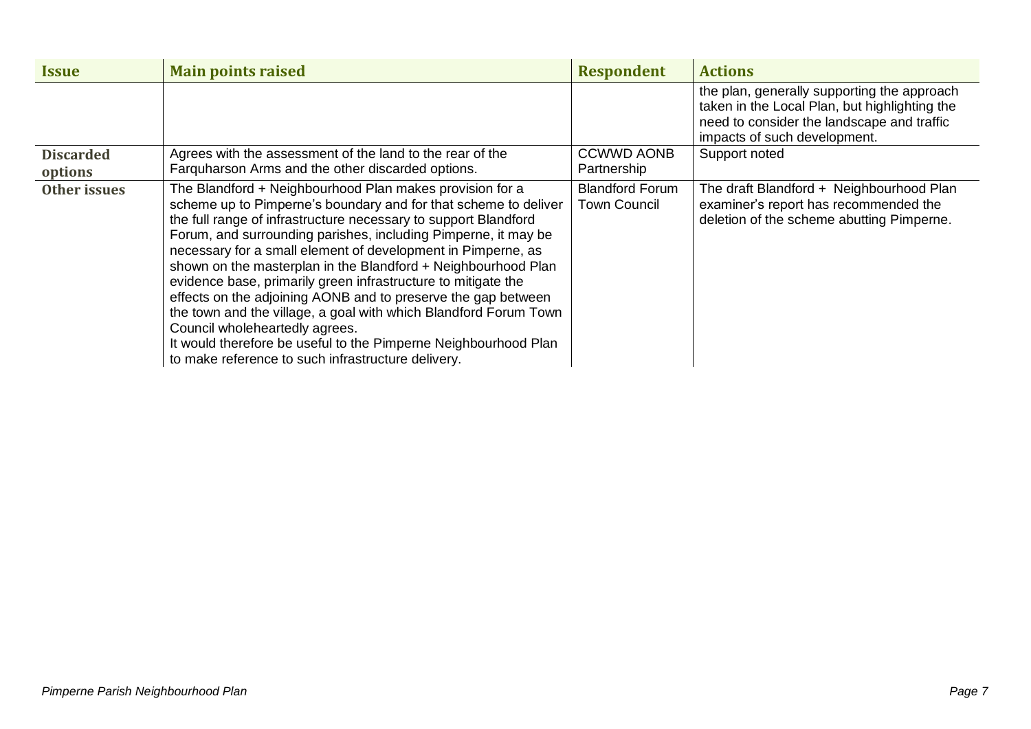| Issue | Main points raised | Respondent | Actions |
|---|---|---|---|
| | | | the plan, generally supporting the approach taken in the Local Plan, but highlighting the need to consider the landscape and traffic impacts of such development. |
| **Discarded options** | Agrees with the assessment of the land to the rear of the Farquharson Arms and the other discarded options. | CCWWD AONB Partnership | Support noted |
| **Other issues** | The Blandford + Neighbourhood Plan makes provision for a scheme up to Pimperne's boundary and for that scheme to deliver the full range of infrastructure necessary to support Blandford Forum, and surrounding parishes, including Pimperne, it may be necessary for a small element of development in Pimperne, as shown on the masterplan in the Blandford + Neighbourhood Plan evidence base, primarily green infrastructure to mitigate the effects on the adjoining AONB and to preserve the gap between the town and the village, a goal with which Blandford Forum Town Council wholeheartedly agrees.<br>It would therefore be useful to the Pimperne Neighbourhood Plan to make reference to such infrastructure delivery. | Blandford Forum Town Council | The draft Blandford + Neighbourhood Plan examiner's report has recommended the deletion of the scheme abutting Pimperne. |